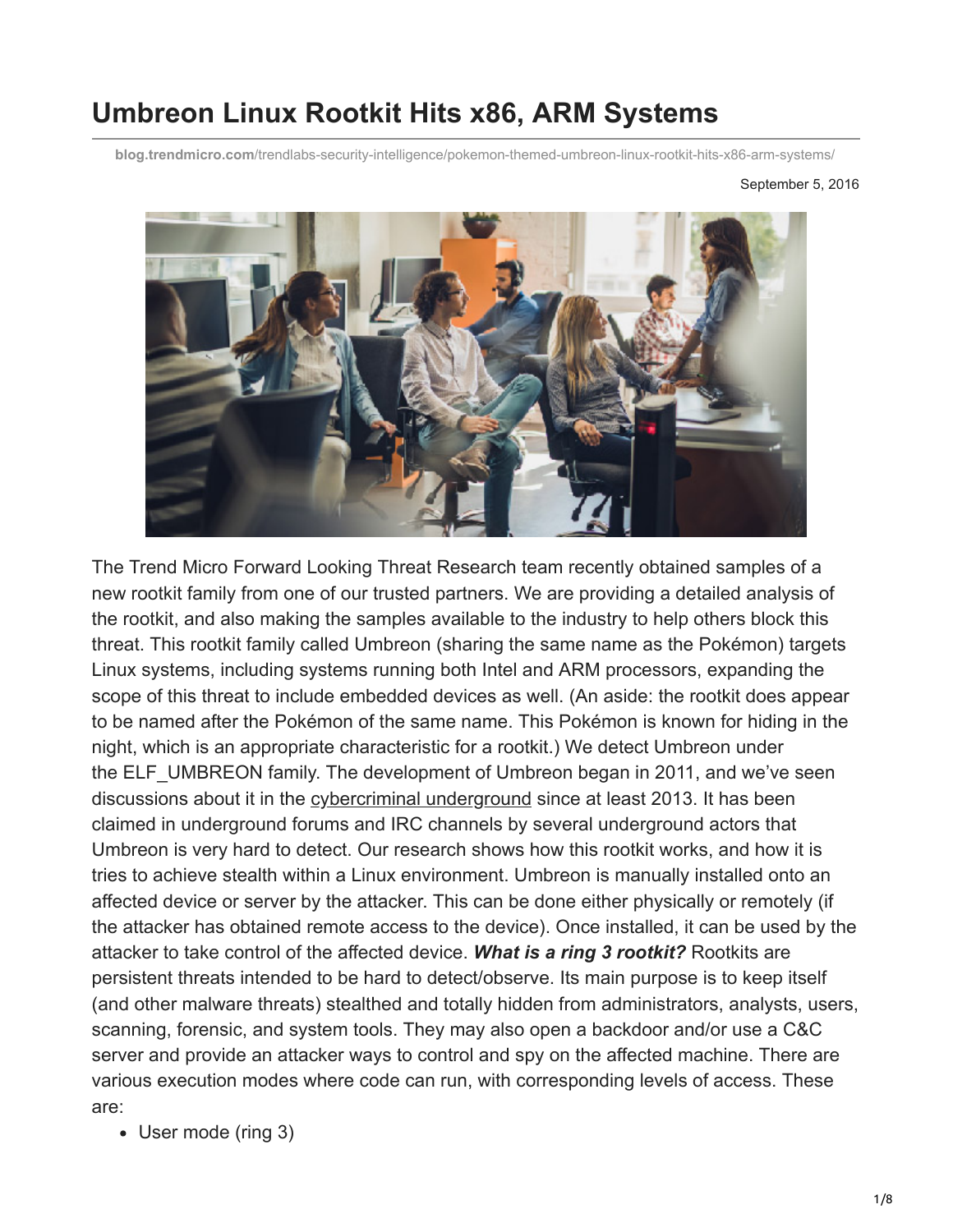# Umbreon Linux Rootkit Hits x86, ARM Systems

blog.trendmicro.com/trendlabs-security-intelligence/pokemon-themed-umbreon-linux-rootkit-hits-x86-arm-systems/

September 5, 2016

The Trend Micro Forward Looking Threat Research team recently obtained samples of a new rootkit family from one of our trusted partners. We are providing a detailed analysis of the rootkit, and also making the samples available to the industry to help others block this threat. This rootkit family called Umbreon (sharing the same name as the Pokémon) targets Linux systems, including systems running both Intel and ARM processors, expanding the scope of this threat to include embedded devices as well. (An aside: the rootkit does appear to be named after the Pokémon of the same name. This Pokémon is known for hiding in the night, which is an appropriate characteristic for a rootkit.) We detect Umbreon under the ELF_UMBREON family. The development of Umbreon began in 2011, and we've seen discussions about it in the cybercriminal underground since at least 2013. It has been claimed in underground forums and IRC channels by several underground actors that Umbreon is very hard to detect. Our research shows how this rootkit works, and how it is tries to achieve stealth within a Linux environment. Umbreon is manually installed onto an affected device or server by the attacker. This can be done either physically or remotely (if the attacker has obtained remote access to the device). Once installed, it can be used by the attacker to take control of the affected device. ***What is a ring 3 rootkit?*** Rootkits are persistent threats intended to be hard to detect/observe. Its main purpose is to keep itself (and other malware threats) stealthed and totally hidden from administrators, analysts, users, scanning, forensic, and system tools. They may also open a backdoor and/or use a C&C server and provide an attacker ways to control and spy on the affected machine. There are various execution modes where code can run, with corresponding levels of access. These are:

- User mode (ring 3)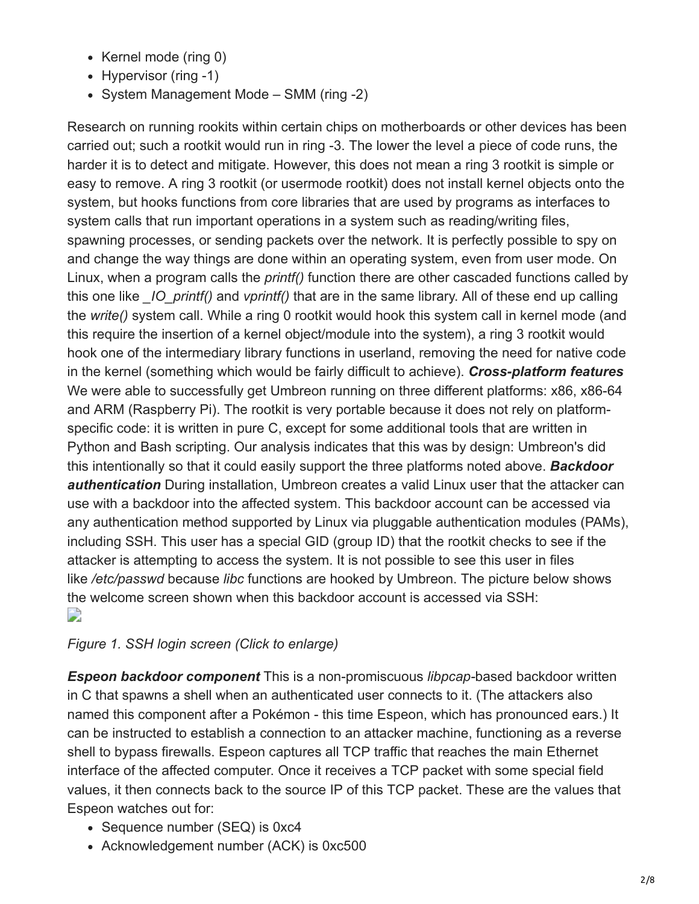- Kernel mode (ring 0)
- Hypervisor (ring -1)
- System Management Mode – SMM (ring -2)

Research on running rookits within certain chips on motherboards or other devices has been carried out; such a rootkit would run in ring -3. The lower the level a piece of code runs, the harder it is to detect and mitigate. However, this does not mean a ring 3 rootkit is simple or easy to remove. A ring 3 rootkit (or usermode rootkit) does not install kernel objects onto the system, but hooks functions from core libraries that are used by programs as interfaces to system calls that run important operations in a system such as reading/writing files, spawning processes, or sending packets over the network. It is perfectly possible to spy on and change the way things are done within an operating system, even from user mode. On Linux, when a program calls the *printf()* function there are other cascaded functions called by this one like *_IO_printf()* and *vprintf()* that are in the same library. All of these end up calling the *write()* system call. While a ring 0 rootkit would hook this system call in kernel mode (and this require the insertion of a kernel object/module into the system), a ring 3 rootkit would hook one of the intermediary library functions in userland, removing the need for native code in the kernel (something which would be fairly difficult to achieve). ***Cross-platform features*** We were able to successfully get Umbreon running on three different platforms: x86, x86-64 and ARM (Raspberry Pi). The rootkit is very portable because it does not rely on platform-specific code: it is written in pure C, except for some additional tools that are written in Python and Bash scripting. Our analysis indicates that this was by design: Umbreon's did this intentionally so that it could easily support the three platforms noted above. ***Backdoor authentication*** During installation, Umbreon creates a valid Linux user that the attacker can use with a backdoor into the affected system. This backdoor account can be accessed via any authentication method supported by Linux via pluggable authentication modules (PAMs), including SSH. This user has a special GID (group ID) that the rootkit checks to see if the attacker is attempting to access the system. It is not possible to see this user in files like */etc/passwd* because *libc* functions are hooked by Umbreon. The picture below shows the welcome screen shown when this backdoor account is accessed via SSH:

*Figure 1. SSH login screen (Click to enlarge)*

***Espeon backdoor component*** This is a non-promiscuous *libpcap*-based backdoor written in C that spawns a shell when an authenticated user connects to it. (The attackers also named this component after a Pokémon - this time Espeon, which has pronounced ears.) It can be instructed to establish a connection to an attacker machine, functioning as a reverse shell to bypass firewalls. Espeon captures all TCP traffic that reaches the main Ethernet interface of the affected computer. Once it receives a TCP packet with some special field values, it then connects back to the source IP of this TCP packet. These are the values that Espeon watches out for:

- Sequence number (SEQ) is 0xc4
- Acknowledgement number (ACK) is 0xc500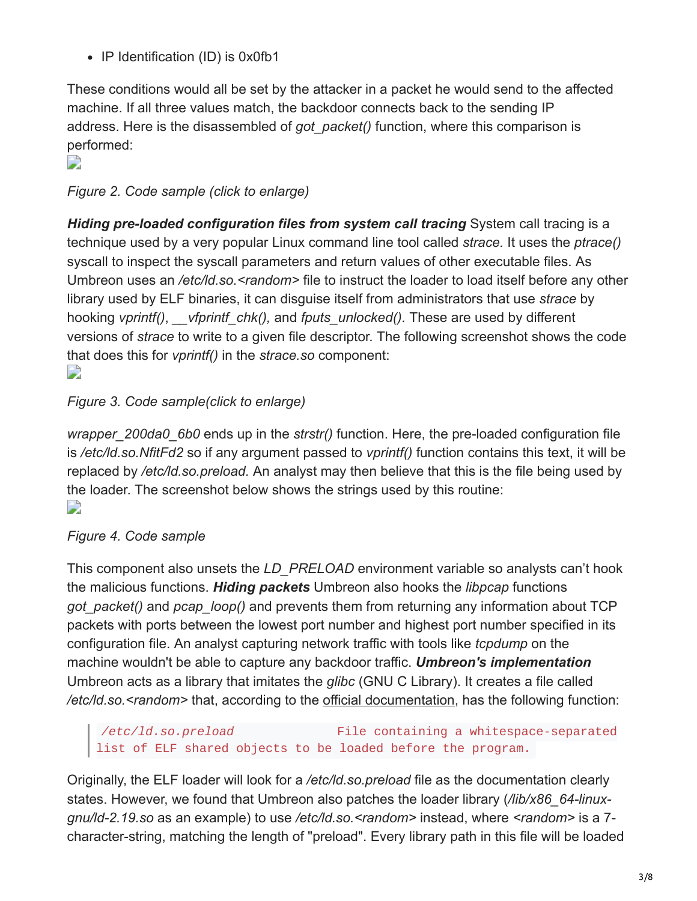- IP Identification (ID) is 0x0fb1

These conditions would all be set by the attacker in a packet he would send to the affected machine. If all three values match, the backdoor connects back to the sending IP address. Here is the disassembled of *got_packet()* function, where this comparison is performed:

*Figure 2. Code sample (click to enlarge)*

***Hiding pre-loaded configuration files from system call tracing*** System call tracing is a technique used by a very popular Linux command line tool called *strace.* It uses the *ptrace()* syscall to inspect the syscall parameters and return values of other executable files. As Umbreon uses an */etc/ld.so.<random>* file to instruct the loader to load itself before any other library used by ELF binaries, it can disguise itself from administrators that use *strace* by hooking *vprintf()*, *__vfprintf_chk(),* and *fputs_unlocked().* These are used by different versions of *strace* to write to a given file descriptor. The following screenshot shows the code that does this for *vprintf()* in the *strace.so* component:

*Figure 3. Code sample(click to enlarge)*

*wrapper_200da0_6b0* ends up in the *strstr()* function. Here, the pre-loaded configuration file is */etc/ld.so.NfitFd2* so if any argument passed to *vprintf()* function contains this text, it will be replaced by */etc/ld.so.preload.* An analyst may then believe that this is the file being used by the loader. The screenshot below shows the strings used by this routine:

*Figure 4. Code sample*

This component also unsets the *LD_PRELOAD* environment variable so analysts can't hook the malicious functions. ***Hiding packets*** Umbreon also hooks the *libpcap* functions *got_packet()* and *pcap_loop()* and prevents them from returning any information about TCP packets with ports between the lowest port number and highest port number specified in its configuration file. An analyst capturing network traffic with tools like *tcpdump* on the machine wouldn't be able to capture any backdoor traffic. ***Umbreon's implementation*** Umbreon acts as a library that imitates the *glibc* (GNU C Library). It creates a file called */etc/ld.so.<random>* that, according to the official documentation, has the following function:

> ```
> /etc/ld.so.preload              File containing a whitespace-separated
> list of ELF shared objects to be loaded before the program.
> ```

Originally, the ELF loader will look for a */etc/ld.so.preload* file as the documentation clearly states. However, we found that Umbreon also patches the loader library (*/lib/x86_64-linux-gnu/ld-2.19.so* as an example) to use */etc/ld.so.<random>* instead, where *<random>* is a 7-character-string, matching the length of "preload". Every library path in this file will be loaded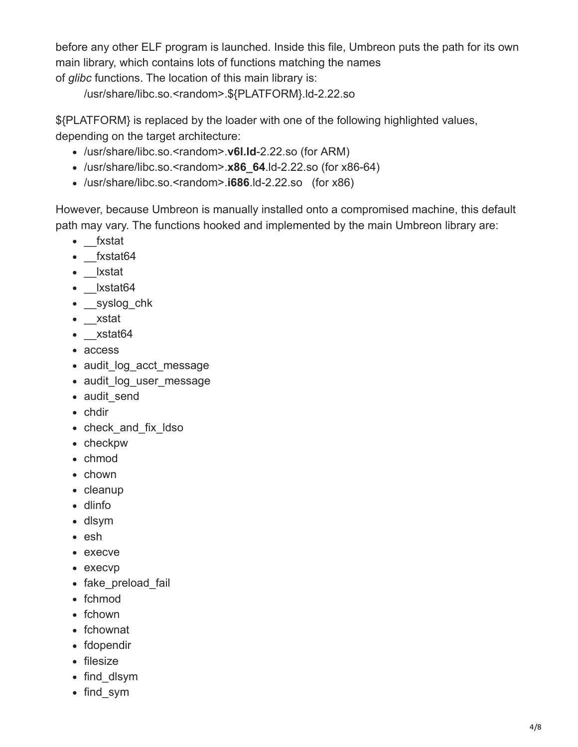before any other ELF program is launched. Inside this file, Umbreon puts the path for its own main library, which contains lots of functions matching the names of *glibc* functions. The location of this main library is:

/usr/share/libc.so.<random>.${PLATFORM}.ld-2.22.so

${PLATFORM} is replaced by the loader with one of the following highlighted values, depending on the target architecture:

- /usr/share/libc.so.<random>.**v6l.ld**-2.22.so (for ARM)
- /usr/share/libc.so.<random>.**x86_64**.ld-2.22.so (for x86-64)
- /usr/share/libc.so.<random>.**i686**.ld-2.22.so (for x86)

However, because Umbreon is manually installed onto a compromised machine, this default path may vary. The functions hooked and implemented by the main Umbreon library are:

- __fxstat
- __fxstat64
- __lxstat
- __lxstat64
- __syslog_chk
- __xstat
- __xstat64
- access
- audit_log_acct_message
- audit_log_user_message
- audit_send
- chdir
- check_and_fix_ldso
- checkpw
- chmod
- chown
- cleanup
- dlinfo
- dlsym
- esh
- execve
- execvp
- fake_preload_fail
- fchmod
- fchown
- fchownat
- fdopendir
- filesize
- find_dlsym
- find_sym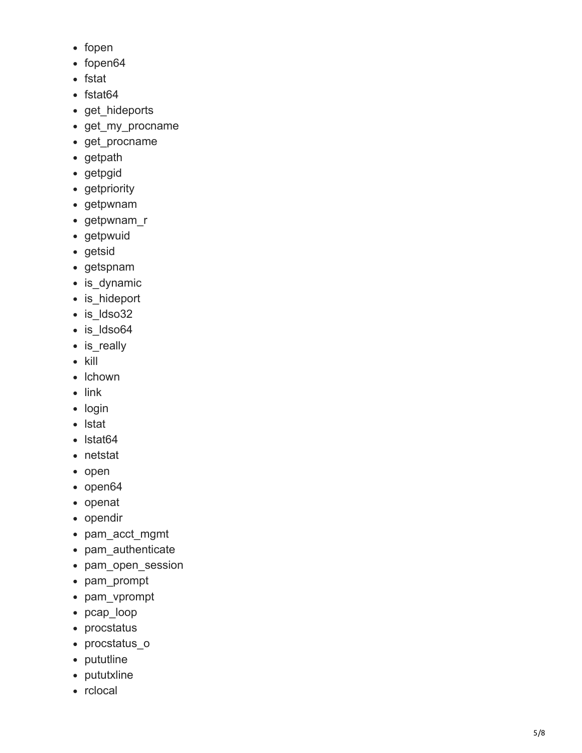- fopen
- fopen64
- fstat
- fstat64
- get_hideports
- get_my_procname
- get_procname
- getpath
- getpgid
- getpriority
- getpwnam
- getpwnam_r
- getpwuid
- getsid
- getspnam
- is_dynamic
- is_hideport
- is_ldso32
- is_ldso64
- is_really
- kill
- lchown
- link
- login
- lstat
- lstat64
- netstat
- open
- open64
- openat
- opendir
- pam_acct_mgmt
- pam_authenticate
- pam_open_session
- pam_prompt
- pam_vprompt
- pcap_loop
- procstatus
- procstatus_o
- pututline
- pututxline
- rclocal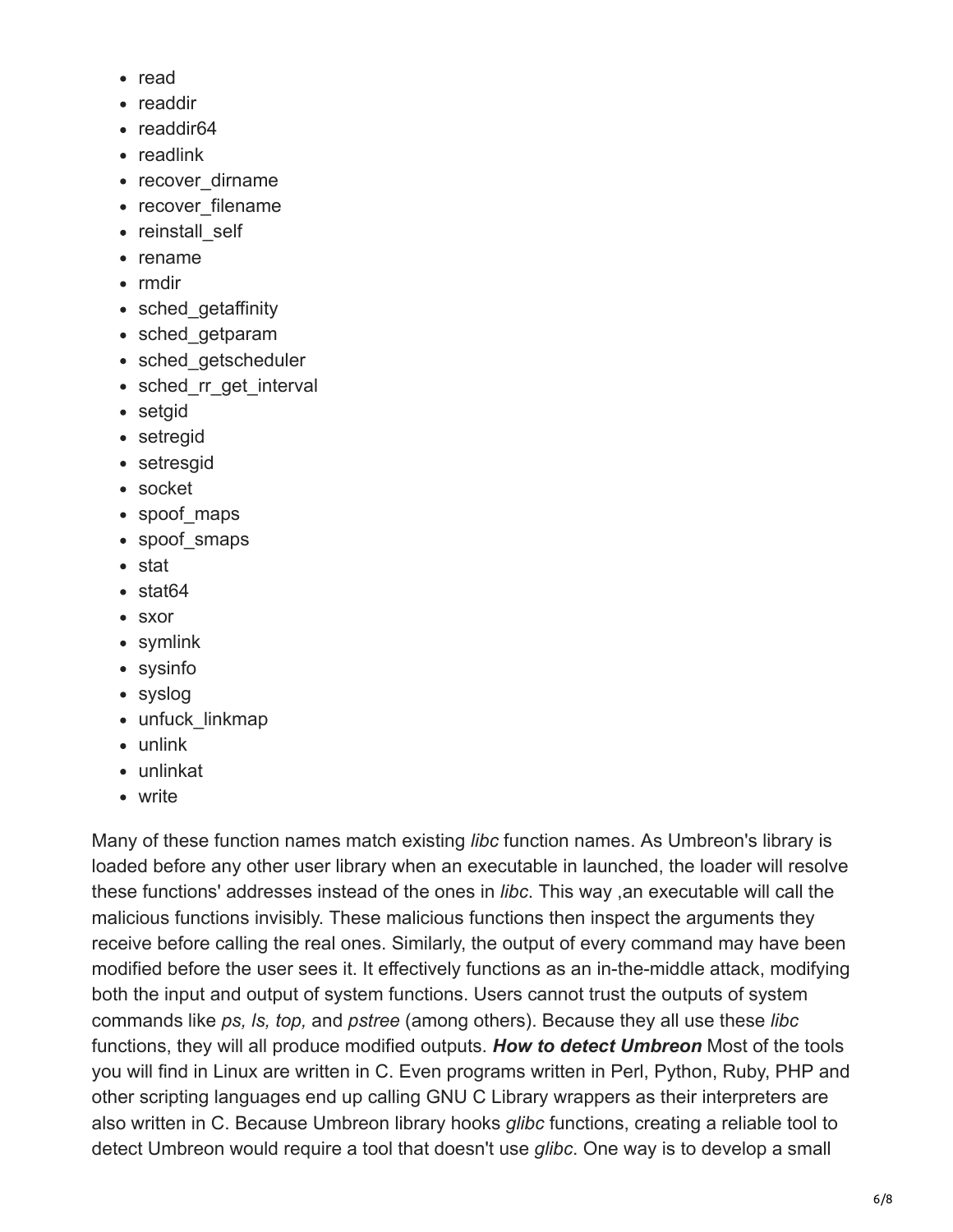- read
- readdir
- readdir64
- readlink
- recover_dirname
- recover_filename
- reinstall_self
- rename
- rmdir
- sched_getaffinity
- sched_getparam
- sched_getscheduler
- sched_rr_get_interval
- setgid
- setregid
- setresgid
- socket
- spoof_maps
- spoof_smaps
- stat
- stat64
- sxor
- symlink
- sysinfo
- syslog
- unfuck_linkmap
- unlink
- unlinkat
- write

Many of these function names match existing *libc* function names. As Umbreon's library is loaded before any other user library when an executable in launched, the loader will resolve these functions' addresses instead of the ones in *libc*. This way ,an executable will call the malicious functions invisibly. These malicious functions then inspect the arguments they receive before calling the real ones. Similarly, the output of every command may have been modified before the user sees it. It effectively functions as an in-the-middle attack, modifying both the input and output of system functions. Users cannot trust the outputs of system commands like *ps, ls, top,* and *pstree* (among others). Because they all use these *libc* functions, they will all produce modified outputs. ***How to detect Umbreon*** Most of the tools you will find in Linux are written in C. Even programs written in Perl, Python, Ruby, PHP and other scripting languages end up calling GNU C Library wrappers as their interpreters are also written in C. Because Umbreon library hooks *glibc* functions, creating a reliable tool to detect Umbreon would require a tool that doesn't use *glibc*. One way is to develop a small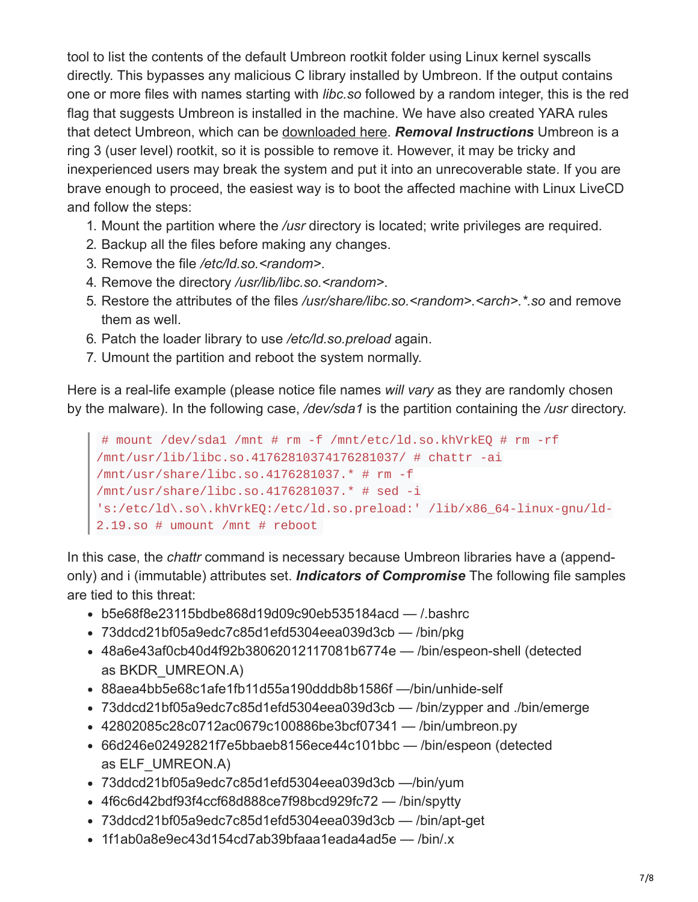tool to list the contents of the default Umbreon rootkit folder using Linux kernel syscalls directly. This bypasses any malicious C library installed by Umbreon. If the output contains one or more files with names starting with *libc.so* followed by a random integer, this is the red flag that suggests Umbreon is installed in the machine. We have also created YARA rules that detect Umbreon, which can be downloaded here. ***Removal Instructions*** Umbreon is a ring 3 (user level) rootkit, so it is possible to remove it. However, it may be tricky and inexperienced users may break the system and put it into an unrecoverable state. If you are brave enough to proceed, the easiest way is to boot the affected machine with Linux LiveCD and follow the steps:

1. Mount the partition where the */usr* directory is located; write privileges are required.
2. Backup all the files before making any changes.
3. Remove the file */etc/ld.so.<random>*.
4. Remove the directory */usr/lib/libc.so.<random>*.
5. Restore the attributes of the files */usr/share/libc.so.<random>.<arch>.*.so* and remove them as well.
6. Patch the loader library to use */etc/ld.so.preload* again.
7. Umount the partition and reboot the system normally.

Here is a real-life example (please notice file names *will vary* as they are randomly chosen by the malware). In the following case, */dev/sda1* is the partition containing the */usr* directory.

```
# mount /dev/sda1 /mnt # rm -f /mnt/etc/ld.so.khVrkEQ # rm -rf
/mnt/usr/lib/libc.so.41762810374176281037/ # chattr -ai
/mnt/usr/share/libc.so.4176281037.* # rm -f
/mnt/usr/share/libc.so.4176281037.* # sed -i
's:/etc/ld\.so\.khVrkEQ:/etc/ld.so.preload:' /lib/x86_64-linux-gnu/ld-
2.19.so # umount /mnt # reboot
```

In this case, the *chattr* command is necessary because Umbreon libraries have a (append-only) and i (immutable) attributes set. ***Indicators of Compromise*** The following file samples are tied to this threat:

- b5e68f8e23115bdbe868d19d09c90eb535184acd — /.bashrc
- 73ddcd21bf05a9edc7c85d1efd5304eea039d3cb — /bin/pkg
- 48a6e43af0cb40d4f92b38062012117081b6774e — /bin/espeon-shell (detected as BKDR_UMREON.A)
- 88aea4bb5e68c1afe1fb11d55a190dddb8b1586f —/bin/unhide-self
- 73ddcd21bf05a9edc7c85d1efd5304eea039d3cb — /bin/zypper and ./bin/emerge
- 42802085c28c0712ac0679c100886be3bcf07341 — /bin/umbreon.py
- 66d246e02492821f7e5bbaeb8156ece44c101bbc — /bin/espeon (detected as ELF_UMREON.A)
- 73ddcd21bf05a9edc7c85d1efd5304eea039d3cb —/bin/yum
- 4f6c6d42bdf93f4ccf68d888ce7f98bcd929fc72 — /bin/spytty
- 73ddcd21bf05a9edc7c85d1efd5304eea039d3cb — /bin/apt-get
- 1f1ab0a8e9ec43d154cd7ab39bfaaa1eada4ad5e — /bin/.x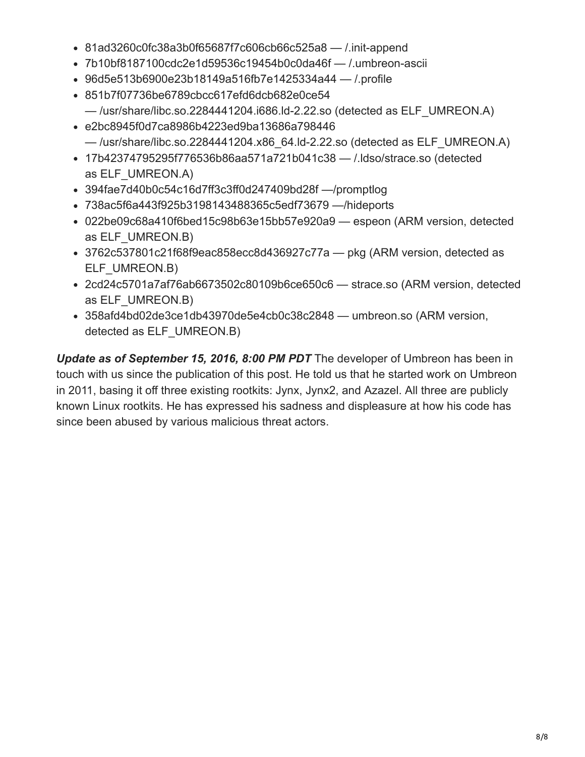- 81ad3260c0fc38a3b0f65687f7c606cb66c525a8 — /.init-append
- 7b10bf8187100cdc2e1d59536c19454b0c0da46f — /.umbreon-ascii
- 96d5e513b6900e23b18149a516fb7e1425334a44 — /.profile
- 851b7f07736be6789cbcc617efd6dcb682e0ce54 — /usr/share/libc.so.2284441204.i686.ld-2.22.so (detected as ELF_UMREON.A)
- e2bc8945f0d7ca8986b4223ed9ba13686a798446 — /usr/share/libc.so.2284441204.x86_64.ld-2.22.so (detected as ELF_UMREON.A)
- 17b42374795295f776536b86aa571a721b041c38 — /.ldso/strace.so (detected as ELF_UMREON.A)
- 394fae7d40b0c54c16d7ff3c3ff0d247409bd28f —/promptlog
- 738ac5f6a443f925b3198143488365c5edf73679 —/hideports
- 022be09c68a410f6bed15c98b63e15bb57e920a9 — espeon (ARM version, detected as ELF_UMREON.B)
- 3762c537801c21f68f9eac858ecc8d436927c77a — pkg (ARM version, detected as ELF_UMREON.B)
- 2cd24c5701a7af76ab6673502c80109b6ce650c6 — strace.so (ARM version, detected as ELF_UMREON.B)
- 358afd4bd02de3ce1db43970de5e4cb0c38c2848 — umbreon.so (ARM version, detected as ELF_UMREON.B)

***Update as of September 15, 2016, 8:00 PM PDT*** The developer of Umbreon has been in touch with us since the publication of this post. He told us that he started work on Umbreon in 2011, basing it off three existing rootkits: Jynx, Jynx2, and Azazel. All three are publicly known Linux rootkits. He has expressed his sadness and displeasure at how his code has since been abused by various malicious threat actors.